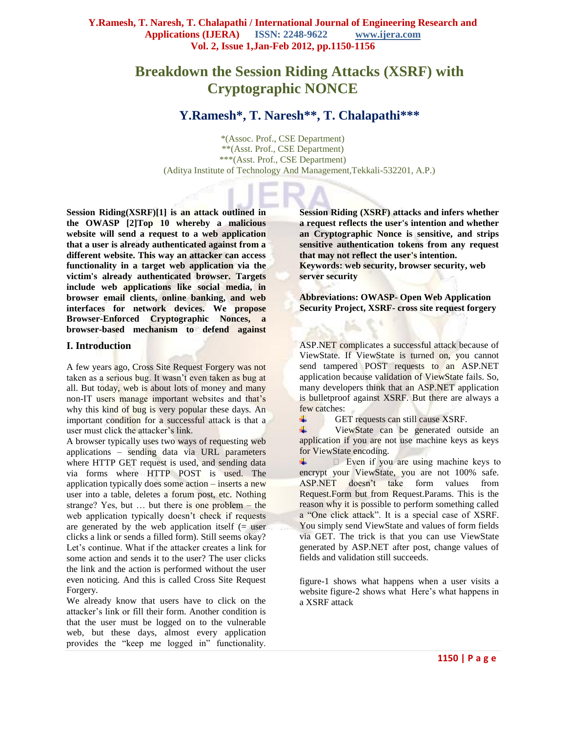# Breakdown the Session Riding Attacks (XSRF) with Cryptographic NONCE

## Y.Ramesh*, T. Naresh**, T. Chalapathi***

*(Assoc. Prof., CSE Department)
**(Asst. Prof., CSE Department)
***(Asst. Prof., CSE Department)
(Aditya Institute of Technology And Management,Tekkali-532201, A.P.)

**Session Riding(XSRF)[1] is an attack outlined in the OWASP [2]Top 10 whereby a malicious website will send a request to a web application that a user is already authenticated against from a different website. This way an attacker can access functionality in a target web application via the victim's already authenticated browser. Targets include web applications like social media, in browser email clients, online banking, and web interfaces for network devices. We propose Browser-Enforced Cryptographic Nonces, a browser-based mechanism to defend against Session Riding (XSRF) attacks and infers whether a request reflects the user's intention and whether an Cryptographic Nonce is sensitive, and strips sensitive authentication tokens from any request that may not reflect the user's intention.**

**Keywords: web security, browser security, web server security**

**Abbreviations: OWASP- Open Web Application Security Project, XSRF- cross site request forgery**

## I. Introduction

A few years ago, Cross Site Request Forgery was not taken as a serious bug. It wasn't even taken as bug at all. But today, web is about lots of money and many non-IT users manage important websites and that's why this kind of bug is very popular these days. An important condition for a successful attack is that a user must click the attacker's link.

A browser typically uses two ways of requesting web applications – sending data via URL parameters where HTTP GET request is used, and sending data via forms where HTTP POST is used. The application typically does some action – inserts a new user into a table, deletes a forum post, etc. Nothing strange? Yes, but … but there is one problem – the web application typically doesn't check if requests are generated by the web application itself (= user clicks a link or sends a filled form). Still seems okay? Let's continue. What if the attacker creates a link for some action and sends it to the user? The user clicks the link and the action is performed without the user even noticing. And this is called Cross Site Request Forgery.

We already know that users have to click on the attacker's link or fill their form. Another condition is that the user must be logged on to the vulnerable web, but these days, almost every application provides the "keep me logged in" functionality.

ASP.NET complicates a successful attack because of ViewState. If ViewState is turned on, you cannot send tampered POST requests to an ASP.NET application because validation of ViewState fails. So, many developers think that an ASP.NET application is bulletproof against XSRF. But there are always a few catches:

- GET requests can still cause XSRF.
- ViewState can be generated outside an application if you are not use machine keys as keys for ViewState encoding.
- Even if you are using machine keys to encrypt your ViewState, you are not 100% safe. ASP.NET doesn't take form values from Request.Form but from Request.Params. This is the reason why it is possible to perform something called a "One click attack". It is a special case of XSRF. You simply send ViewState and values of form fields via GET. The trick is that you can use ViewState generated by ASP.NET after post, change values of fields and validation still succeeds.

figure-1 shows what happens when a user visits a website figure-2 shows what Here's what happens in a XSRF attack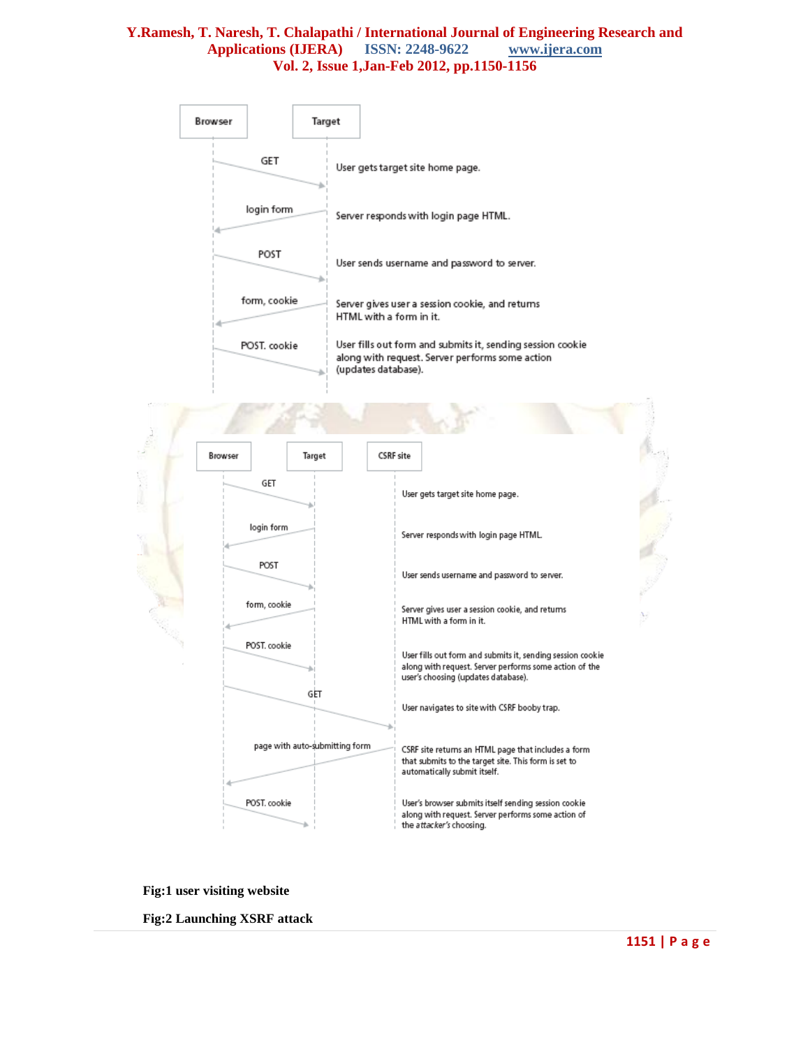Browser | Target

GET — User gets target site home page.

login form — Server responds with login page HTML.

POST — User sends username and password to server.

form, cookie — Server gives user a session cookie, and returns HTML with a form in it.

POST. cookie — User fills out form and submits it, sending session cookie along with request. Server performs some action (updates database).

Browser | Target | CSRF site

GET — User gets target site home page.

login form — Server responds with login page HTML.

POST — User sends username and password to server.

form, cookie — Server gives user a session cookie, and returns HTML with a form in it.

POST. cookie — User fills out form and submits it, sending session cookie along with request. Server performs some action of the user's choosing (updates database).

GET — User navigates to site with CSRF booby trap.

page with auto-submitting form — CSRF site returns an HTML page that includes a form that submits to the target site. This form is set to automatically submit itself.

POST. cookie — User's browser submits itself sending session cookie along with request. Server performs some action of the *attacker's* choosing.

**Fig:1 user visiting website**

**Fig:2 Launching XSRF attack**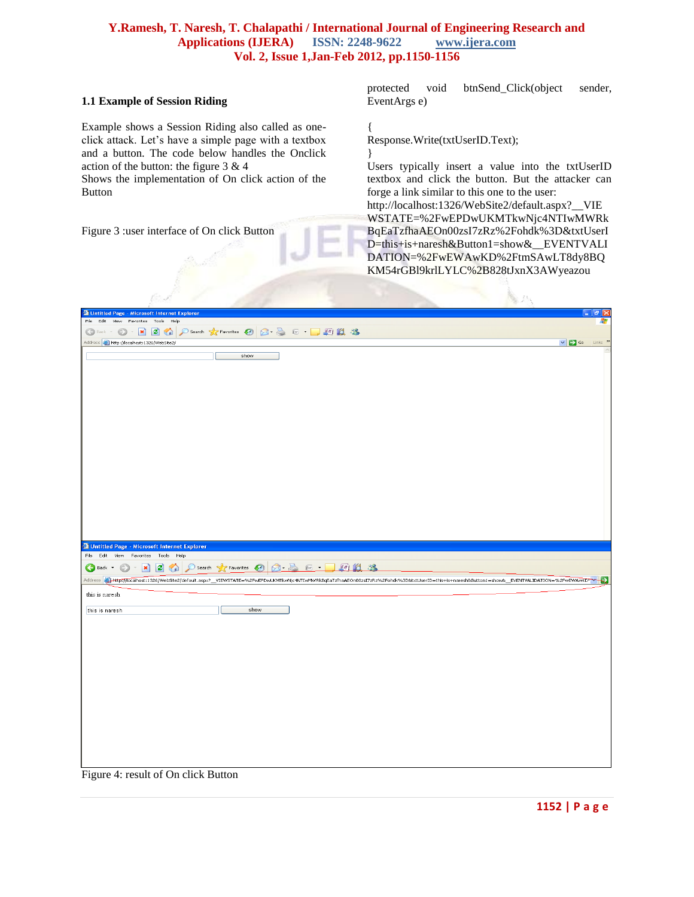### 1.1 Example of Session Riding

Example shows a Session Riding also called as one-click attack. Let's have a simple page with a textbox and a button. The code below handles the Onclick action of the button: the figure 3 & 4
Shows the implementation of On click action of the Button

Figure 3 :user interface of On click Button

```
protected void btnSend_Click(object sender, EventArgs e)

{
Response.Write(txtUserID.Text);
}
```

Users typically insert a value into the txtUserID textbox and click the button. But the attacker can forge a link similar to this one to the user:
http://localhost:1326/WebSite2/default.aspx?__VIEWSTATE=%2FwEPDwUKMTkwNjc4NTIwMWRkBqEaTzfhaAEOn00zsI7zRz%2Fohdk%3D&txtUserID=this+is+naresh&Button1=show&__EVENTVALIDATION=%2FwEWAwKD%2FtmSAwLT8dy8BQKM54rGBl9krlLYLC%2B828tJxnX3AWyeazou

Figure 4: result of On click Button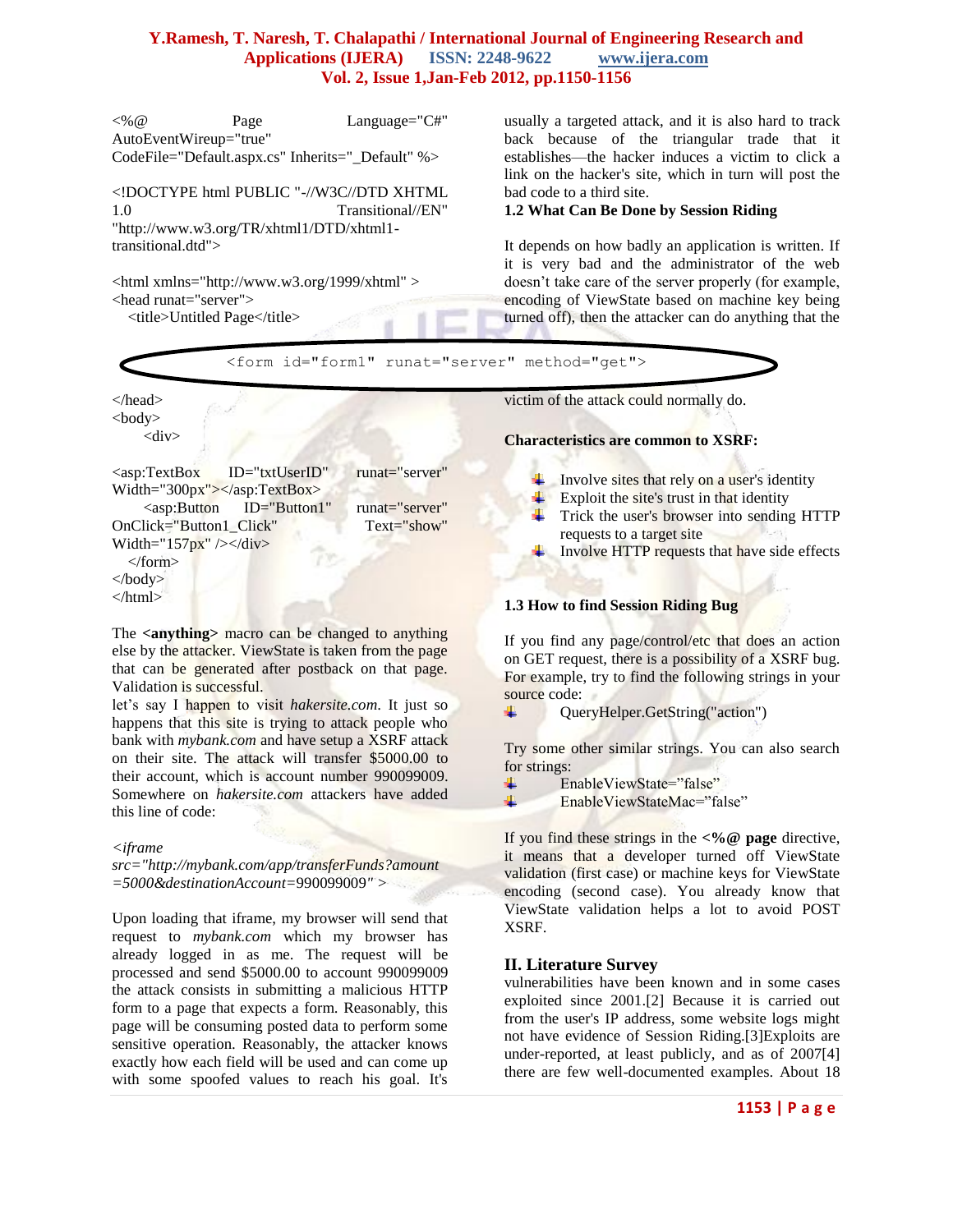```
<%@ Page Language="C#" AutoEventWireup="true" CodeFile="Default.aspx.cs" Inherits="_Default" %>

<!DOCTYPE html PUBLIC "-//W3C//DTD XHTML 1.0 Transitional//EN" "http://www.w3.org/TR/xhtml1/DTD/xhtml1-transitional.dtd">

<html xmlns="http://www.w3.org/1999/xhtml" >
<head runat="server">
  <title>Untitled Page</title>
<form id="form1" runat="server" method="get">
</head>
<body>
    <div>

<asp:TextBox ID="txtUserID" runat="server" Width="300px"></asp:TextBox>
    <asp:Button ID="Button1" runat="server" OnClick="Button1_Click" Text="show" Width="157px" /></div>
  </form>
</body>
</html>
```

The **<anything>** macro can be changed to anything else by the attacker. ViewState is taken from the page that can be generated after postback on that page. Validation is successful.

let's say I happen to visit *hakersite.com*. It just so happens that this site is trying to attack people who bank with *mybank.com* and have setup a XSRF attack on their site. The attack will transfer $5000.00 to their account, which is account number 990099009. Somewhere on *hakersite.com* attackers have added this line of code:

*<iframe src="http://mybank.com/app/transferFunds?amount=5000&destinationAccount=*990099009*" >*

Upon loading that iframe, my browser will send that request to *mybank.com* which my browser has already logged in as me. The request will be processed and send $5000.00 to account 990099009 the attack consists in submitting a malicious HTTP form to a page that expects a form. Reasonably, this page will be consuming posted data to perform some sensitive operation. Reasonably, the attacker knows exactly how each field will be used and can come up with some spoofed values to reach his goal. It's usually a targeted attack, and it is also hard to track back because of the triangular trade that it establishes—the hacker induces a victim to click a link on the hacker's site, which in turn will post the bad code to a third site.

### 1.2 What Can Be Done by Session Riding

It depends on how badly an application is written. If it is very bad and the administrator of the web doesn't take care of the server properly (for example, encoding of ViewState based on machine key being turned off), then the attacker can do anything that the victim of the attack could normally do.

**Characteristics are common to XSRF:**

- Involve sites that rely on a user's identity
- Exploit the site's trust in that identity
- Trick the user's browser into sending HTTP requests to a target site
- Involve HTTP requests that have side effects

### 1.3 How to find Session Riding Bug

If you find any page/control/etc that does an action on GET request, there is a possibility of a XSRF bug. For example, try to find the following strings in your source code:

- QueryHelper.GetString("action")

Try some other similar strings. You can also search for strings:

- EnableViewState="false"
- EnableViewStateMac="false"

If you find these strings in the **<%@ page** directive, it means that a developer turned off ViewState validation (first case) or machine keys for ViewState encoding (second case). You already know that ViewState validation helps a lot to avoid POST XSRF.

## II. Literature Survey

vulnerabilities have been known and in some cases exploited since 2001.[2] Because it is carried out from the user's IP address, some website logs might not have evidence of Session Riding.[3]Exploits are under-reported, at least publicly, and as of 2007[4] there are few well-documented examples. About 18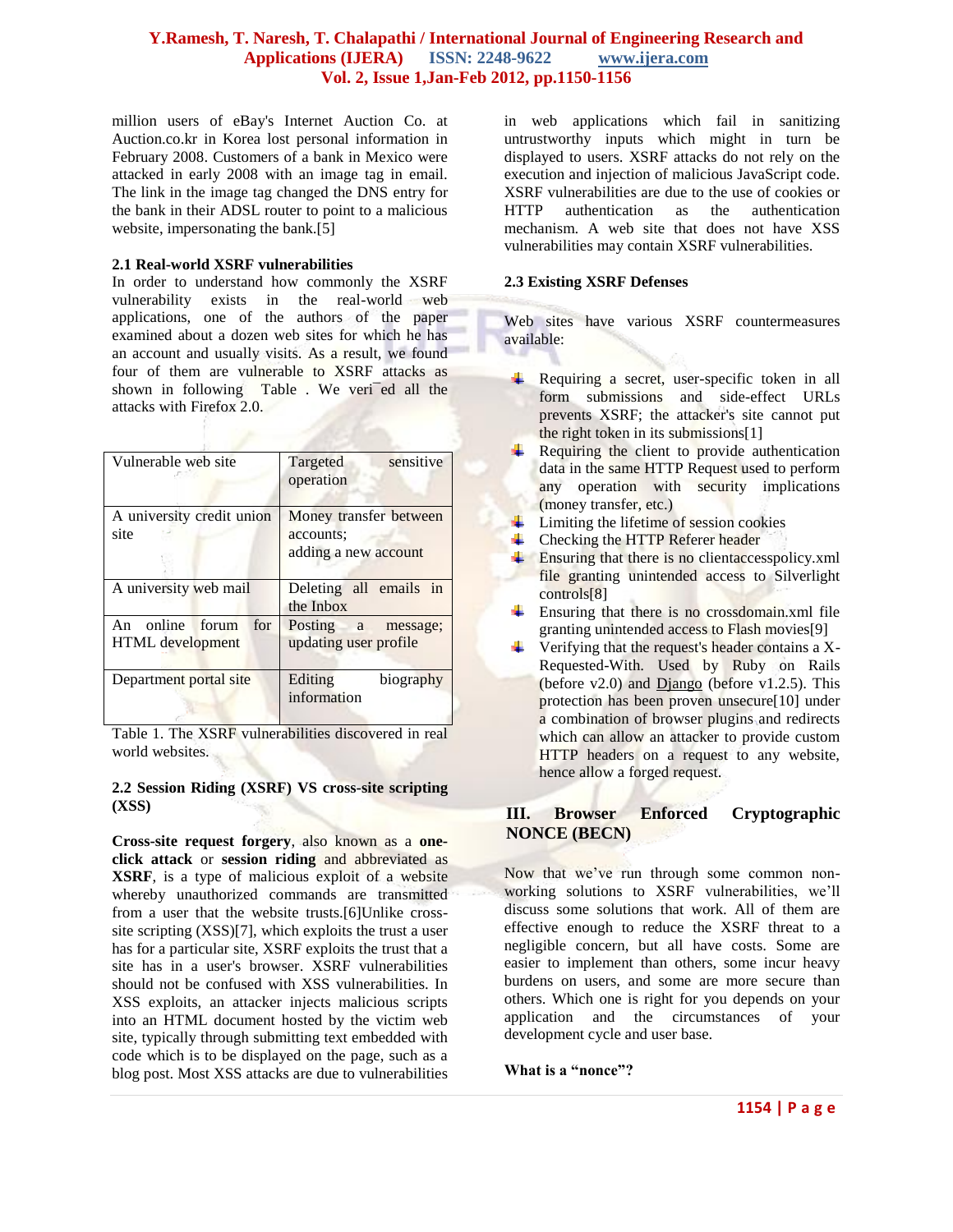million users of eBay's Internet Auction Co. at Auction.co.kr in Korea lost personal information in February 2008. Customers of a bank in Mexico were attacked in early 2008 with an image tag in email. The link in the image tag changed the DNS entry for the bank in their ADSL router to point to a malicious website, impersonating the bank.[5]

### 2.1 Real-world XSRF vulnerabilities

In order to understand how commonly the XSRF vulnerability exists in the real-world web applications, one of the authors of the paper examined about a dozen web sites for which he has an account and usually visits. As a result, we found four of them are vulnerable to XSRF attacks as shown in following Table . We veri¯ed all the attacks with Firefox 2.0.

| Vulnerable web site | Targeted sensitive operation |
|---|---|
| A university credit union site | Money transfer between accounts; adding a new account |
| A university web mail | Deleting all emails in the Inbox |
| An online forum for HTML development | Posting a message; updating user profile |
| Department portal site | Editing biography information |

Table 1. The XSRF vulnerabilities discovered in real world websites.

### 2.2 Session Riding (XSRF) VS cross-site scripting (XSS)

**Cross-site request forgery**, also known as a **one-click attack** or **session riding** and abbreviated as **XSRF**, is a type of malicious exploit of a website whereby unauthorized commands are transmitted from a user that the website trusts.[6]Unlike cross-site scripting (XSS)[7], which exploits the trust a user has for a particular site, XSRF exploits the trust that a site has in a user's browser. XSRF vulnerabilities should not be confused with XSS vulnerabilities. In XSS exploits, an attacker injects malicious scripts into an HTML document hosted by the victim web site, typically through submitting text embedded with code which is to be displayed on the page, such as a blog post. Most XSS attacks are due to vulnerabilities in web applications which fail in sanitizing untrustworthy inputs which might in turn be displayed to users. XSRF attacks do not rely on the execution and injection of malicious JavaScript code. XSRF vulnerabilities are due to the use of cookies or HTTP authentication as the authentication mechanism. A web site that does not have XSS vulnerabilities may contain XSRF vulnerabilities.

### 2.3 Existing XSRF Defenses

Web sites have various XSRF countermeasures available:

- Requiring a secret, user-specific token in all form submissions and side-effect URLs prevents XSRF; the attacker's site cannot put the right token in its submissions[1]
- Requiring the client to provide authentication data in the same HTTP Request used to perform any operation with security implications (money transfer, etc.)
- Limiting the lifetime of session cookies
- Checking the HTTP Referer header
- Ensuring that there is no clientaccesspolicy.xml file granting unintended access to Silverlight controls[8]
- Ensuring that there is no crossdomain.xml file granting unintended access to Flash movies[9]
- Verifying that the request's header contains a X-Requested-With. Used by Ruby on Rails (before v2.0) and Django (before v1.2.5). This protection has been proven unsecure[10] under a combination of browser plugins and redirects which can allow an attacker to provide custom HTTP headers on a request to any website, hence allow a forged request.

## III. Browser Enforced Cryptographic NONCE (BECN)

Now that we've run through some common non-working solutions to XSRF vulnerabilities, we'll discuss some solutions that work. All of them are effective enough to reduce the XSRF threat to a negligible concern, but all have costs. Some are easier to implement than others, some incur heavy burdens on users, and some are more secure than others. Which one is right for you depends on your application and the circumstances of your development cycle and user base.

**What is a "nonce"?**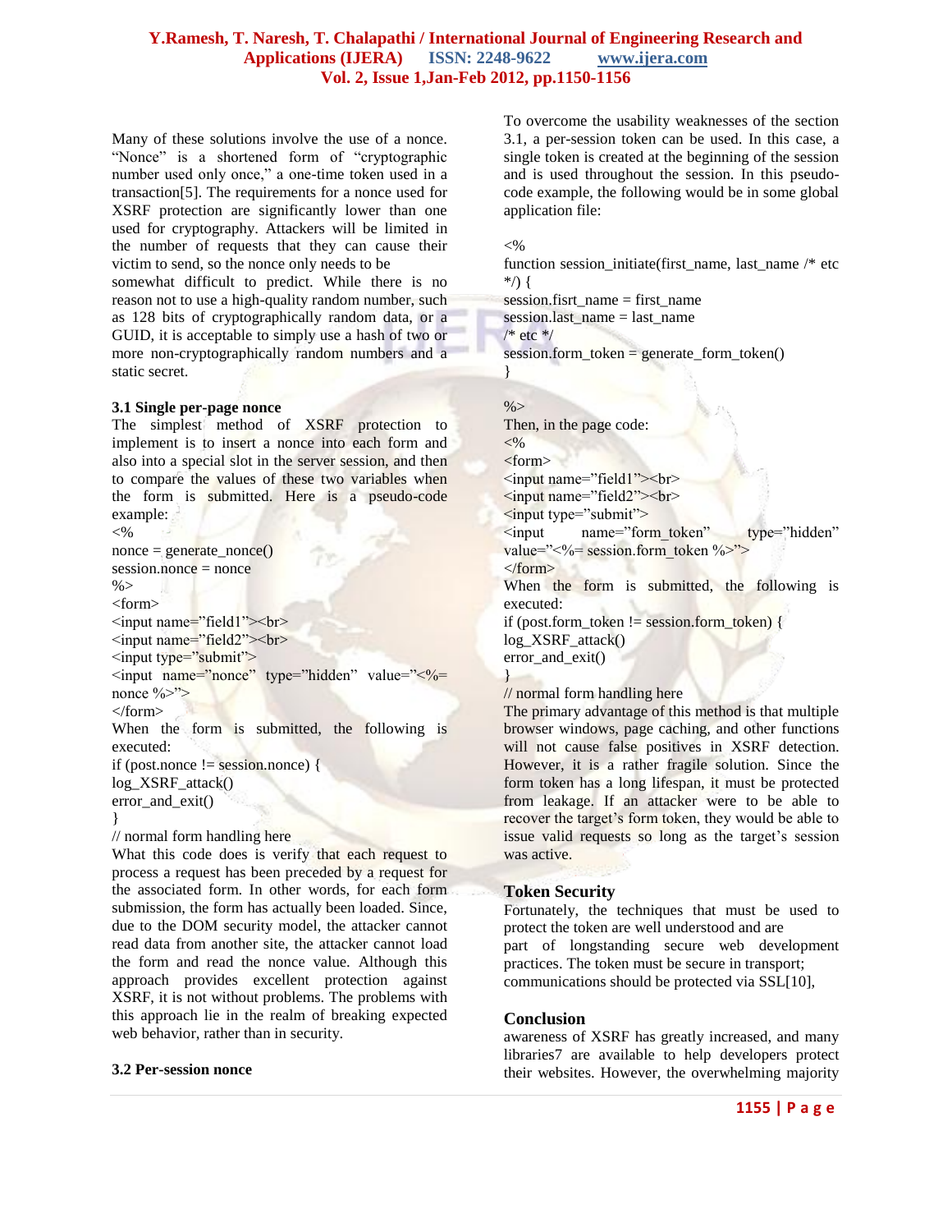Many of these solutions involve the use of a nonce. “Nonce” is a shortened form of “cryptographic number used only once,” a one-time token used in a transaction[5]. The requirements for a nonce used for XSRF protection are significantly lower than one used for cryptography. Attackers will be limited in the number of requests that they can cause their victim to send, so the nonce only needs to be somewhat difficult to predict. While there is no reason not to use a high-quality random number, such as 128 bits of cryptographically random data, or a GUID, it is acceptable to simply use a hash of two or more non-cryptographically random numbers and a static secret.

### 3.1 Single per-page nonce

The simplest method of XSRF protection to implement is to insert a nonce into each form and also into a special slot in the server session, and then to compare the values of these two variables when the form is submitted. Here is a pseudo-code example:

```
<%
nonce = generate_nonce()
session.nonce = nonce
%>
<form>
<input name="field1"><br>
<input name="field2"><br>
<input type="submit">
<input name="nonce" type="hidden" value="<%= nonce %>">
</form>
```

When the form is submitted, the following is executed:

```
if (post.nonce != session.nonce) {
log_XSRF_attack()
error_and_exit()
}
// normal form handling here
```

What this code does is verify that each request to process a request has been preceded by a request for the associated form. In other words, for each form submission, the form has actually been loaded. Since, due to the DOM security model, the attacker cannot read data from another site, the attacker cannot load the form and read the nonce value. Although this approach provides excellent protection against XSRF, it is not without problems. The problems with this approach lie in the realm of breaking expected web behavior, rather than in security.

### 3.2 Per-session nonce

To overcome the usability weaknesses of the section 3.1, a per-session token can be used. In this case, a single token is created at the beginning of the session and is used throughout the session. In this pseudo-code example, the following would be in some global application file:

```
<%
function session_initiate(first_name, last_name /* etc */) {
session.fisrt_name = first_name
session.last_name = last_name
/* etc */
session.form_token = generate_form_token()
}

%>
```

Then, in the page code:

```
<%
<form>
<input name="field1"><br>
<input name="field2"><br>
<input type="submit">
<input name="form_token" type="hidden" value="<%= session.form_token %>">
</form>
```

When the form is submitted, the following is executed:

```
if (post.form_token != session.form_token) {
log_XSRF_attack()
error_and_exit()
}
// normal form handling here
```

The primary advantage of this method is that multiple browser windows, page caching, and other functions will not cause false positives in XSRF detection. However, it is a rather fragile solution. Since the form token has a long lifespan, it must be protected from leakage. If an attacker were to be able to recover the target's form token, they would be able to issue valid requests so long as the target's session was active.

## Token Security

Fortunately, the techniques that must be used to protect the token are well understood and are part of longstanding secure web development practices. The token must be secure in transport; communications should be protected via SSL[10],

## Conclusion

awareness of XSRF has greatly increased, and many libraries7 are available to help developers protect their websites. However, the overwhelming majority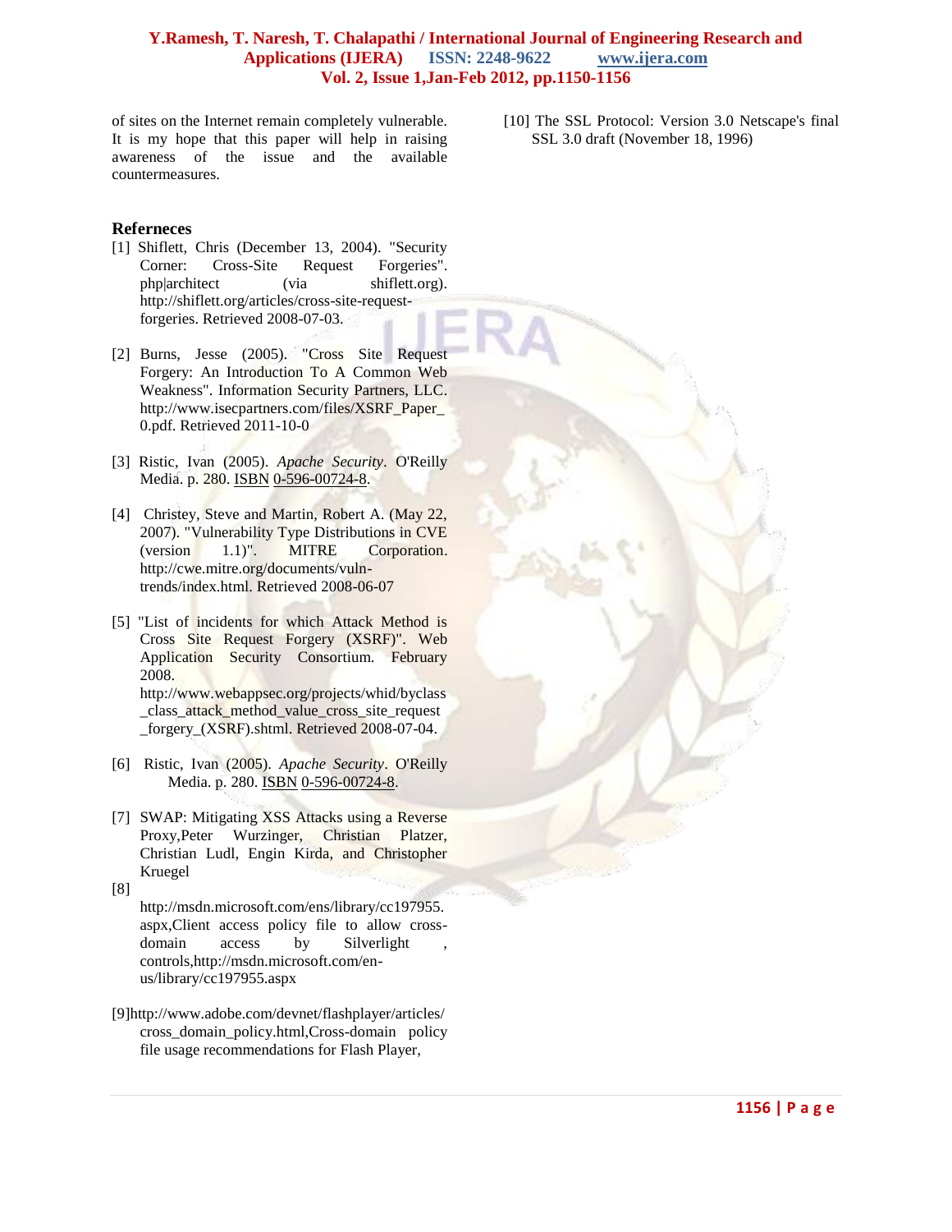of sites on the Internet remain completely vulnerable. It is my hope that this paper will help in raising awareness of the issue and the available countermeasures.

## Referneces

[1] Shiflett, Chris (December 13, 2004). "Security Corner: Cross-Site Request Forgeries". php|architect (via shiflett.org). http://shiflett.org/articles/cross-site-request-forgeries. Retrieved 2008-07-03.

[2] Burns, Jesse (2005). "Cross Site Request Forgery: An Introduction To A Common Web Weakness". Information Security Partners, LLC. http://www.isecpartners.com/files/XSRF_Paper_0.pdf. Retrieved 2011-10-0

[3] Ristic, Ivan (2005). *Apache Security*. O'Reilly Media. p. 280. ISBN 0-596-00724-8.

[4] Christey, Steve and Martin, Robert A. (May 22, 2007). "Vulnerability Type Distributions in CVE (version 1.1)". MITRE Corporation. http://cwe.mitre.org/documents/vuln-trends/index.html. Retrieved 2008-06-07

[5] "List of incidents for which Attack Method is Cross Site Request Forgery (XSRF)". Web Application Security Consortium. February 2008. http://www.webappsec.org/projects/whid/byclass_class_attack_method_value_cross_site_request_forgery_(XSRF).shtml. Retrieved 2008-07-04.

[6] Ristic, Ivan (2005). *Apache Security*. O'Reilly Media. p. 280. ISBN 0-596-00724-8.

[7] SWAP: Mitigating XSS Attacks using a Reverse Proxy,Peter Wurzinger, Christian Platzer, Christian Ludl, Engin Kirda, and Christopher Kruegel

[8] http://msdn.microsoft.com/ens/library/cc197955.aspx,Client access policy file to allow cross-domain access by Silverlight , controls,http://msdn.microsoft.com/en-us/library/cc197955.aspx

[9]http://www.adobe.com/devnet/flashplayer/articles/cross_domain_policy.html,Cross-domain policy file usage recommendations for Flash Player,

[10] The SSL Protocol: Version 3.0 Netscape's final SSL 3.0 draft (November 18, 1996)